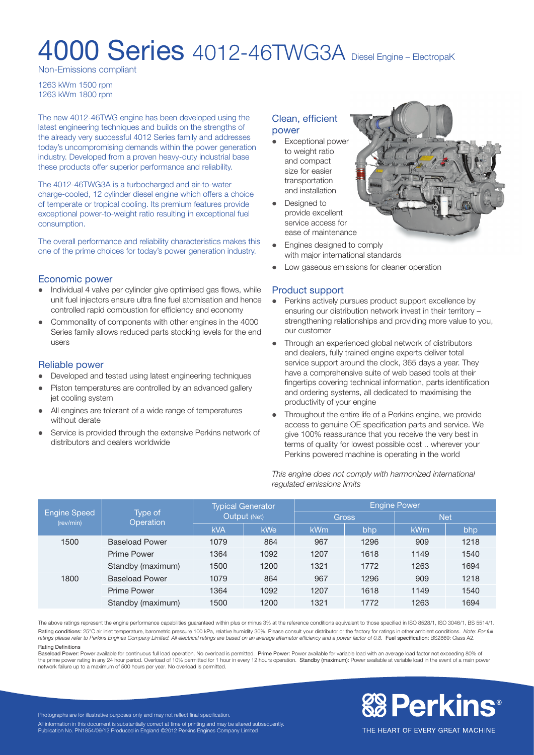# 4000 Series 4012-46TWG3A Diesel Engine – ElectropaK

Non-Emissions compliant

1263 kWm 1500 rpm
1263 kWm 1800 rpm

The new 4012-46TWG engine has been developed using the latest engineering techniques and builds on the strengths of the already very successful 4012 Series family and addresses today's uncompromising demands within the power generation industry. Developed from a proven heavy-duty industrial base these products offer superior performance and reliability.

The 4012-46TWG3A is a turbocharged and air-to-water charge-cooled, 12 cylinder diesel engine which offers a choice of temperate or tropical cooling. Its premium features provide exceptional power-to-weight ratio resulting in exceptional fuel consumption.

The overall performance and reliability characteristics makes this one of the prime choices for today's power generation industry.

## Economic power

- Individual 4 valve per cylinder give optimised gas flows, while unit fuel injectors ensure ultra fine fuel atomisation and hence controlled rapid combustion for efficiency and economy
- Commonality of components with other engines in the 4000 Series family allows reduced parts stocking levels for the end users

## Reliable power

- Developed and tested using latest engineering techniques
- Piston temperatures are controlled by an advanced gallery jet cooling system
- All engines are tolerant of a wide range of temperatures without derate
- Service is provided through the extensive Perkins network of distributors and dealers worldwide

## Clean, efficient power

- Exceptional power to weight ratio and compact size for easier transportation and installation
- Designed to provide excellent service access for ease of maintenance
- Engines designed to comply with major international standards
- Low gaseous emissions for cleaner operation

## Product support

- Perkins actively pursues product support excellence by ensuring our distribution network invest in their territory – strengthening relationships and providing more value to you, our customer
- Through an experienced global network of distributors and dealers, fully trained engine experts deliver total service support around the clock, 365 days a year. They have a comprehensive suite of web based tools at their fingertips covering technical information, parts identification and ordering systems, all dedicated to maximising the productivity of your engine
- Throughout the entire life of a Perkins engine, we provide access to genuine OE specification parts and service. We give 100% reassurance that you receive the very best in terms of quality for lowest possible cost .. wherever your Perkins powered machine is operating in the world

*This engine does not comply with harmonized international regulated emissions limits*

| Engine Speed (rev/min) | Type of Operation | Typical Generator Output (Net) | | Engine Power | | | |
|---|---|---|---|---|---|---|---|
| | | | | Gross | | Net | |
| | | kVA | kWe | kWm | bhp | kWm | bhp |
| 1500 | Baseload Power | 1079 | 864 | 967 | 1296 | 909 | 1218 |
| | Prime Power | 1364 | 1092 | 1207 | 1618 | 1149 | 1540 |
| | Standby (maximum) | 1500 | 1200 | 1321 | 1772 | 1263 | 1694 |
| 1800 | Baseload Power | 1079 | 864 | 967 | 1296 | 909 | 1218 |
| | Prime Power | 1364 | 1092 | 1207 | 1618 | 1149 | 1540 |
| | Standby (maximum) | 1500 | 1200 | 1321 | 1772 | 1263 | 1694 |

The above ratings represent the engine performance capabilities guaranteed within plus or minus 3% at the reference conditions equivalent to those specified in ISO 8528/1, ISO 3046/1, BS 5514/1.
**Rating conditions:** 25°C air inlet temperature, barometric pressure 100 kPa, relative humidity 30%. Please consult your distributor or the factory for ratings in other ambient conditions. *Note: For full ratings please refer to Perkins Engines Company Limited. All electrical ratings are based on an average alternator efficiency and a power factor of 0.8.* **Fuel specification:** BS2869: Class A2.

**Rating Definitions**
**Baseload Power:** Power available for continuous full load operation. No overload is permitted. **Prime Power:** Power available for variable load with an average load factor not exceeding 80% of the prime power rating in any 24 hour period. Overload of 10% permitted for 1 hour in every 12 hours operation. **Standby (maximum):** Power available at variable load in the event of a main power network failure up to a maximum of 500 hours per year. No overload is permitted.

Photographs are for illustrative purposes only and may not reflect final specification.
All information in this document is substantially correct at time of printing and may be altered subsequently.
Publication No. PN1854/09/12 Produced in England ©2012 Perkins Engines Company Limited

Perkins®
THE HEART OF EVERY GREAT MACHINE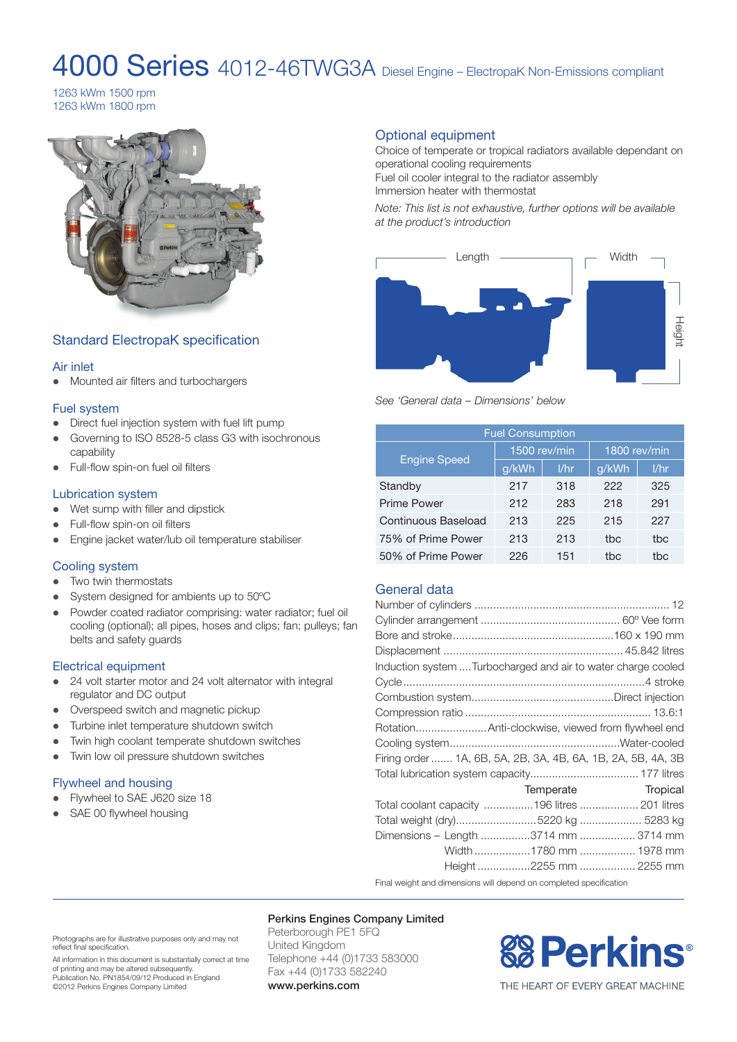# 4000 Series 4012-46TWG3A Diesel Engine – ElectropaK Non-Emissions compliant

1263 kWm 1500 rpm
1263 kWm 1800 rpm

## Standard ElectropaK specification

### Air inlet

- Mounted air filters and turbochargers

### Fuel system

- Direct fuel injection system with fuel lift pump
- Governing to ISO 8528-5 class G3 with isochronous capability
- Full-flow spin-on fuel oil filters

### Lubrication system

- Wet sump with filler and dipstick
- Full-flow spin-on oil filters
- Engine jacket water/lub oil temperature stabiliser

### Cooling system

- Two twin thermostats
- System designed for ambients up to 50ºC
- Powder coated radiator comprising: water radiator; fuel oil cooling (optional); all pipes, hoses and clips; fan; pulleys; fan belts and safety guards

### Electrical equipment

- 24 volt starter motor and 24 volt alternator with integral regulator and DC output
- Overspeed switch and magnetic pickup
- Turbine inlet temperature shutdown switch
- Twin high coolant temperate shutdown switches
- Twin low oil pressure shutdown switches

### Flywheel and housing

- Flywheel to SAE J620 size 18
- SAE 00 flywheel housing

## Optional equipment

Choice of temperate or tropical radiators available dependant on operational cooling requirements
Fuel oil cooler integral to the radiator assembly
Immersion heater with thermostat

*Note: This list is not exhaustive, further options will be available at the product's introduction*

Length
Width
Height

*See 'General data – Dimensions' below*

| Fuel Consumption | | | | |
|---|---|---|---|---|
| Engine Speed | 1500 rev/min | | 1800 rev/min | |
| | g/kWh | l/hr | g/kWh | l/hr |
| Standby | 217 | 318 | 222 | 325 |
| Prime Power | 212 | 283 | 218 | 291 |
| Continuous Baseload | 213 | 225 | 215 | 227 |
| 75% of Prime Power | 213 | 213 | tbc | tbc |
| 50% of Prime Power | 226 | 151 | tbc | tbc |

## General data

| | | |
|---|---|---|
| Number of cylinders | 12 | |
| Cylinder arrangement | 60º Vee form | |
| Bore and stroke | 160 x 190 mm | |
| Displacement | 45.842 litres | |
| Induction system | Turbocharged and air to water charge cooled | |
| Cycle | 4 stroke | |
| Combustion system | Direct injection | |
| Compression ratio | 13.6:1 | |
| Rotation | Anti-clockwise, viewed from flywheel end | |
| Cooling system | Water-cooled | |
| Firing order | 1A, 6B, 5A, 2B, 3A, 4B, 6A, 1B, 2A, 5B, 4A, 3B | |
| Total lubrication system capacity | 177 litres | |
| | **Temperate** | **Tropical** |
| Total coolant capacity | 196 litres | 201 litres |
| Total weight (dry) | 5220 kg | 5283 kg |
| Dimensions – Length | 3714 mm | 3714 mm |
| Width | 1780 mm | 1978 mm |
| Height | 2255 mm | 2255 mm |

Final weight and dimensions will depend on completed specification

Photographs are for illustrative purposes only and may not reflect final specification.

All information in this document is substantially correct at time of printing and may be altered subsequently.
Publication No. PN1854/09/12 Produced in England
©2012 Perkins Engines Company Limited

**Perkins Engines Company Limited**
Peterborough PE1 5FQ
United Kingdom
Telephone +44 (0)1733 583000
Fax +44 (0)1733 582240
**www.perkins.com**

Perkins®
THE HEART OF EVERY GREAT MACHINE